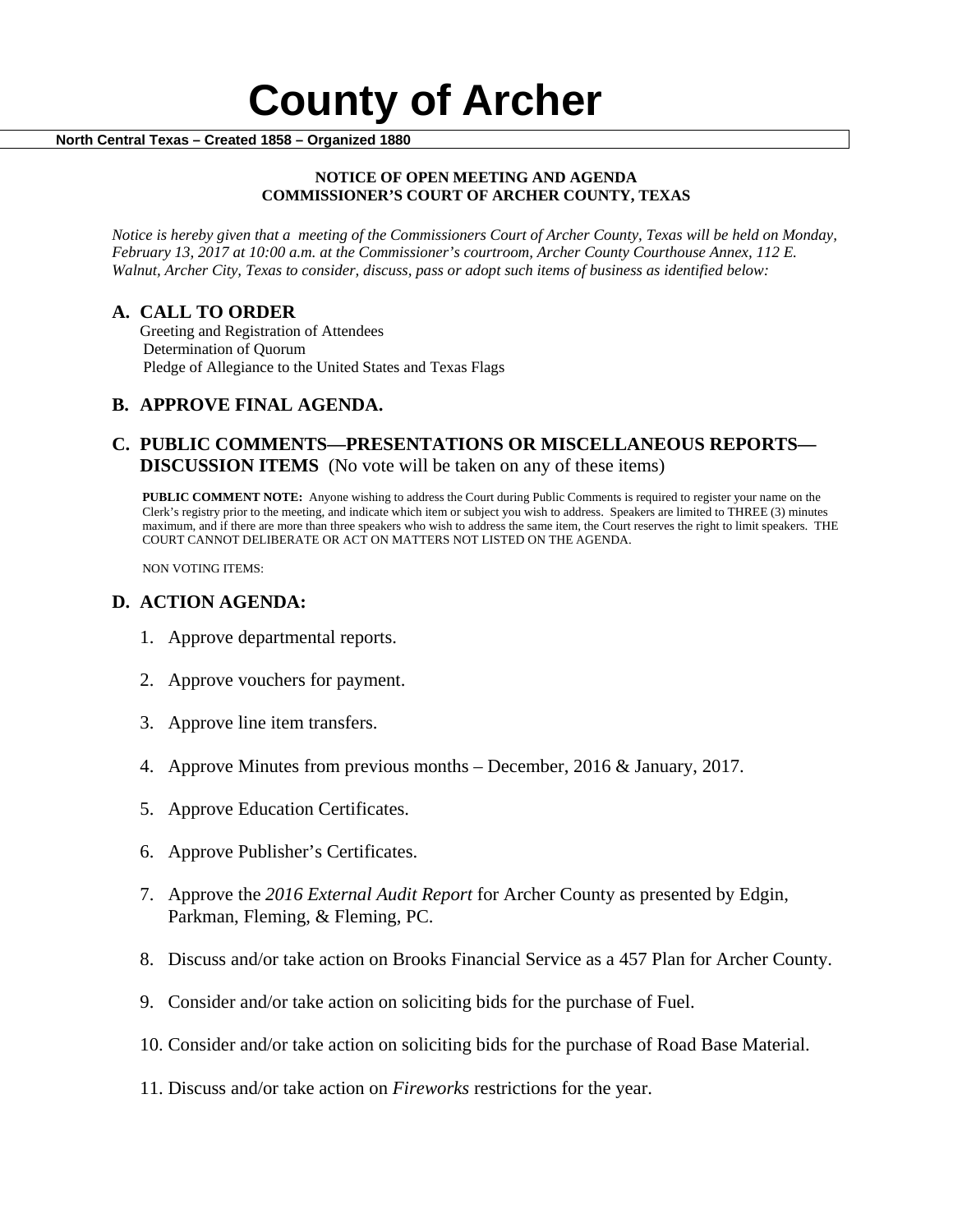# County of Archer

**North Central Texas – Created 1858 – Organized 1880**

**NOTICE OF OPEN MEETING AND AGENDA**
**COMMISSIONER'S COURT OF ARCHER COUNTY, TEXAS**

*Notice is hereby given that a meeting of the Commissioners Court of Archer County, Texas will be held on Monday, February 13, 2017 at 10:00 a.m. at the Commissioner's courtroom, Archer County Courthouse Annex, 112 E. Walnut, Archer City, Texas to consider, discuss, pass or adopt such items of business as identified below:*

## A. CALL TO ORDER

Greeting and Registration of Attendees
Determination of Quorum
Pledge of Allegiance to the United States and Texas Flags

## B. APPROVE FINAL AGENDA.

## C. PUBLIC COMMENTS—PRESENTATIONS OR MISCELLANEOUS REPORTS—DISCUSSION ITEMS (No vote will be taken on any of these items)

**PUBLIC COMMENT NOTE:** Anyone wishing to address the Court during Public Comments is required to register your name on the Clerk's registry prior to the meeting, and indicate which item or subject you wish to address. Speakers are limited to THREE (3) minutes maximum, and if there are more than three speakers who wish to address the same item, the Court reserves the right to limit speakers. THE COURT CANNOT DELIBERATE OR ACT ON MATTERS NOT LISTED ON THE AGENDA.

NON VOTING ITEMS:

## D. ACTION AGENDA:

1. Approve departmental reports.
2. Approve vouchers for payment.
3. Approve line item transfers.
4. Approve Minutes from previous months – December, 2016 & January, 2017.
5. Approve Education Certificates.
6. Approve Publisher's Certificates.
7. Approve the *2016 External Audit Report* for Archer County as presented by Edgin, Parkman, Fleming, & Fleming, PC.
8. Discuss and/or take action on Brooks Financial Service as a 457 Plan for Archer County.
9. Consider and/or take action on soliciting bids for the purchase of Fuel.
10. Consider and/or take action on soliciting bids for the purchase of Road Base Material.
11. Discuss and/or take action on *Fireworks* restrictions for the year.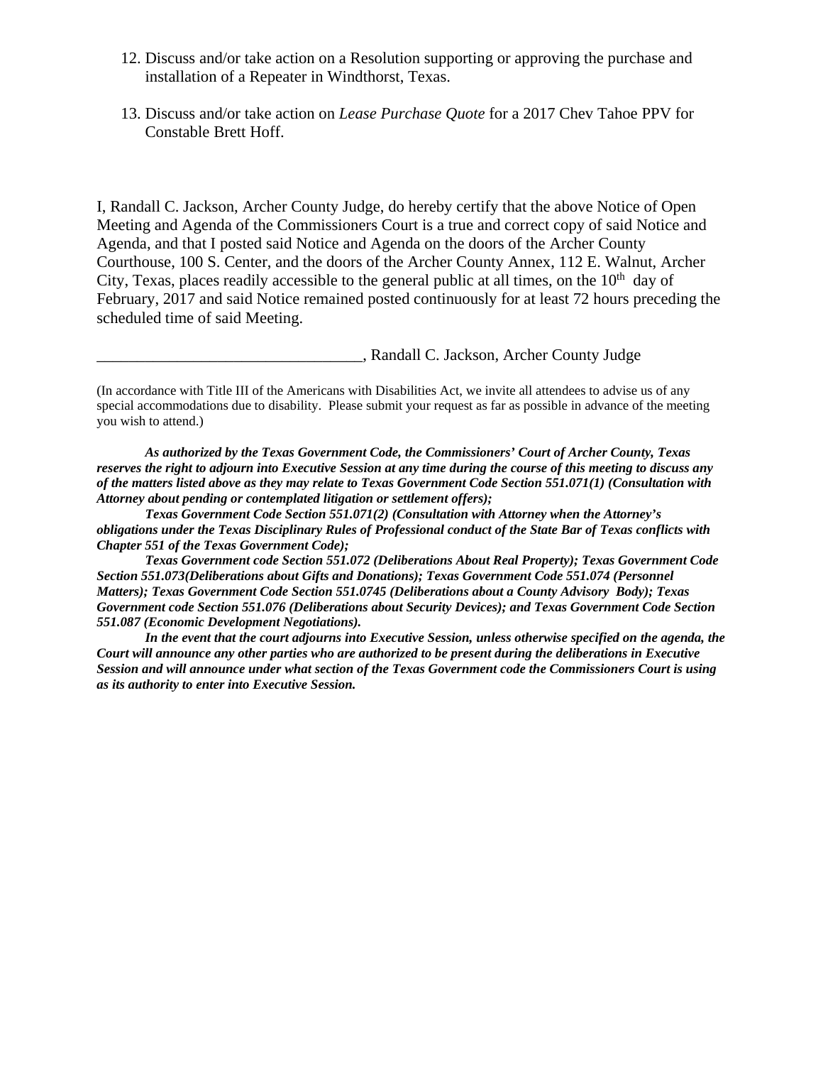12. Discuss and/or take action on a Resolution supporting or approving the purchase and installation of a Repeater in Windthorst, Texas.

13. Discuss and/or take action on *Lease Purchase Quote* for a 2017 Chev Tahoe PPV for Constable Brett Hoff.

I, Randall C. Jackson, Archer County Judge, do hereby certify that the above Notice of Open Meeting and Agenda of the Commissioners Court is a true and correct copy of said Notice and Agenda, and that I posted said Notice and Agenda on the doors of the Archer County Courthouse, 100 S. Center, and the doors of the Archer County Annex, 112 E. Walnut, Archer City, Texas, places readily accessible to the general public at all times, on the 10th day of February, 2017 and said Notice remained posted continuously for at least 72 hours preceding the scheduled time of said Meeting.

_________________________________, Randall C. Jackson, Archer County Judge

(In accordance with Title III of the Americans with Disabilities Act, we invite all attendees to advise us of any special accommodations due to disability. Please submit your request as far as possible in advance of the meeting you wish to attend.)

***As authorized by the Texas Government Code, the Commissioners' Court of Archer County, Texas reserves the right to adjourn into Executive Session at any time during the course of this meeting to discuss any of the matters listed above as they may relate to Texas Government Code Section 551.071(1) (Consultation with Attorney about pending or contemplated litigation or settlement offers);***

***Texas Government Code Section 551.071(2) (Consultation with Attorney when the Attorney's obligations under the Texas Disciplinary Rules of Professional conduct of the State Bar of Texas conflicts with Chapter 551 of the Texas Government Code);***

***Texas Government code Section 551.072 (Deliberations About Real Property); Texas Government Code Section 551.073(Deliberations about Gifts and Donations); Texas Government Code 551.074 (Personnel Matters); Texas Government Code Section 551.0745 (Deliberations about a County Advisory Body); Texas Government code Section 551.076 (Deliberations about Security Devices); and Texas Government Code Section 551.087 (Economic Development Negotiations).***

***In the event that the court adjourns into Executive Session, unless otherwise specified on the agenda, the Court will announce any other parties who are authorized to be present during the deliberations in Executive Session and will announce under what section of the Texas Government code the Commissioners Court is using as its authority to enter into Executive Session.***